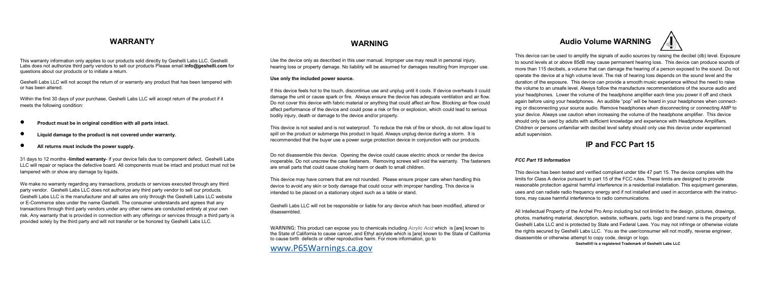## WARRANTY

This warranty information only applies to our products sold directly by Geshelli Labs LLC. Geshelli Labs does not authorize third party vendors to sell our products Please email **info@geshelli.com** for questions about our products or to initiate a return.

Geshelli Labs LLC will not accept the return of or warranty any product that has been tampered with or has been altered.

Within the first 30 days of your purchase, Geshelli Labs LLC will accept return of the product if it meets the following condition:

- **Product must be in original condition with all parts intact.**
- **Liquid damage to the product is not covered under warranty.**
- **All returns must include the power supply.**

31 days to 12 months -**limited warranty**- if your device fails due to component defect, Geshelli Labs LLC will repair or replace the defective board. All components must be intact and product must not be tampered with or show any damage by liquids.

We make no warranty regarding any transactions, products or services executed through any third party vendor. Geshelli Labs LLC does not authorize any third party vendor to sell our products. Geshelli Labs LLC is the manufacturer and all sales are only through the Geshelli Labs LLC website or E-Commerce sites under the name Geshelli. The consumer understands and agrees that any transactions through third party vendors under any other name are conducted entirely at your own risk. Any warranty that is provided in connection with any offerings or services through a third party is provided solely by the third party and will not transfer or be honored by Geshelli Labs LLC.

## WARNING

Use the device only as described in this user manual. Improper use may result in personal injury, hearing loss or property damage. No liability will be assumed for damages resulting from improper use.

**Use only the included power source.**

If this device feels hot to the touch, discontinue use and unplug until it cools. If device overheats it could damage the unit or cause spark or fire. Always ensure the device has adequate ventilation and air flow. Do not cover this device with fabric material or anything that could affect air flow. Blocking air flow could affect performance of the device and could pose a risk or fire or explosion, which could lead to serious bodily injury, death or damage to the device and/or property.

This device is not sealed and is not waterproof. To reduce the risk of fire or shock, do not allow liquid to spill on the product or submerge this product in liquid. Always unplug device during a storm. It is recommended that the buyer use a power surge protection device in conjunction with our products.

Do not disassemble this device. Opening the device could cause electric shock or render the device inoperable. Do not unscrew the case fasteners. Removing screws will void the warranty. The fasteners are small parts that could cause choking harm or death to small children.

This device may have corners that are not rounded. Please ensure proper care when handling this device to avoid any skin or body damage that could occur with improper handling. This device is intended to be placed on a stationary object such as a table or stand.

Geshelli Labs LLC will not be responsible or liable for any device which has been modified, altered or disassembled.

WARNING: This product can expose you to chemicals including *Acrylic Acid* which is [are] known to the State of California to cause cancer, and Ethyl acrylate which is [are] known to the State of California to cause birth defects or other reproductive harm. For more information, go to

www.P65Warnings.ca.gov

## Audio Volume WARNING

This device can be used to amplify the signals of audio sources by raising the decibel (db) level. Exposure to sound levels at or above 85dB may cause permanent hearing loss. This device can produce sounds of more than 115 decibels, a volume that can damage the hearing of a person exposed to the sound. Do not operate the device at a high volume level. The risk of hearing loss depends on the sound level and the duration of the exposure. This device can provide a smooth music experience without the need to raise the volume to an unsafe level. Always follow the manufacture recommendations of the source audio and your headphones. Lower the volume of the headphone amplifier each time you power it off and check again before using your headphones. An audible "pop" will be heard in your headphones when connecting or disconnecting your source audio. Remove headphones when disconnecting or connecting AMP to your device. Always use caution when increasing the volume of the headphone amplifier. This device should only be used by adults with sufficient knowledge and experience with Headphone Amplifiers. Children or persons unfamiliar with decibel level safety should only use this device under experienced adult supervision.

## IP and FCC Part 15

***FCC Part 15 Information***

This device has been tested and verified compliant under title 47 part 15. The device complies with the limits for Class A device pursuant to part 15 of the FCC rules. These limits are designed to provide reasonable protection against harmful interference in a residential installation. This equipment generates, uses and can radiate radio frequency energy and if not installed and used in accordance with the instructions, may cause harmful interference to radio communications.

All Intellectual Property of the Archel Pro Amp including but not limited to the design, pictures, drawings, photos, marketing material, description, website, software, parts, logo and brand name is the property of Geshelli Labs LLC and is protected by State and Federal Laws. You may not infringe or otherwise violate the rights secured by Geshelli Labs LLC. You as the user/consumer will not modify, reverse engineer, disassemble or otherwise attempt to copy code, design or logo.

**Geshelli® is a registered Trademark of Geshelli Labs LLC**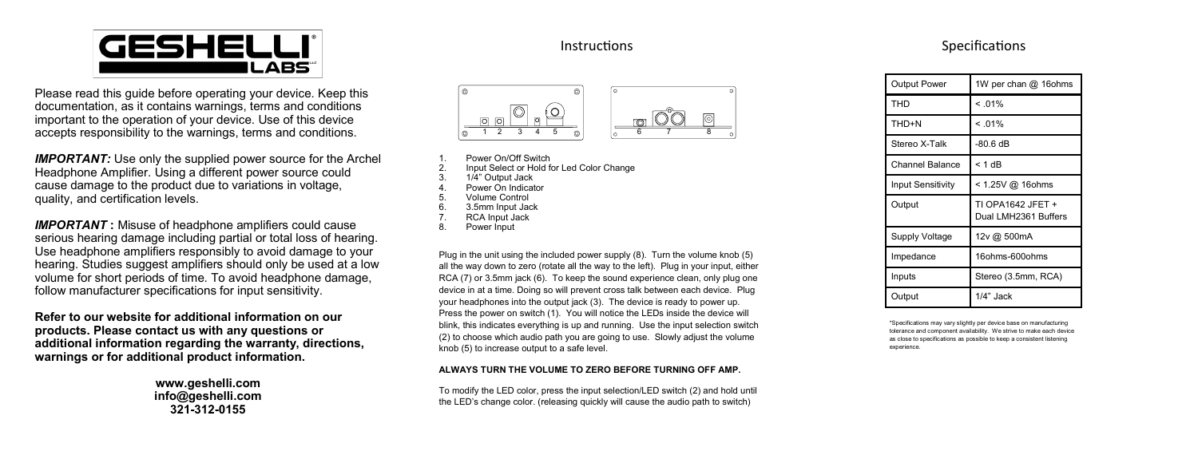GESHELLI LABS

Please read this guide before operating your device. Keep this documentation, as it contains warnings, terms and conditions important to the operation of your device. Use of this device accepts responsibility to the warnings, terms and conditions.

***IMPORTANT:*** Use only the supplied power source for the Archel Headphone Amplifier. Using a different power source could cause damage to the product due to variations in voltage, quality, and certification levels.

***IMPORTANT*** **:** Misuse of headphone amplifiers could cause serious hearing damage including partial or total loss of hearing. Use headphone amplifiers responsibly to avoid damage to your hearing. Studies suggest amplifiers should only be used at a low volume for short periods of time. To avoid headphone damage, follow manufacturer specifications for input sensitivity.

**Refer to our website for additional information on our products. Please contact us with any questions or additional information regarding the warranty, directions, warnings or for additional product information.**

**www.geshelli.com**
**info@geshelli.com**
**321-312-0155**

## Instructions

1 2 3 4 5

6 7 8

1. Power On/Off Switch
2. Input Select or Hold for Led Color Change
3. 1/4" Output Jack
4. Power On Indicator
5. Volume Control
6. 3.5mm Input Jack
7. RCA Input Jack
8. Power Input

Plug in the unit using the included power supply (8). Turn the volume knob (5) all the way down to zero (rotate all the way to the left). Plug in your input, either RCA (7) or 3.5mm jack (6). To keep the sound experience clean, only plug one device in at a time. Doing so will prevent cross talk between each device. Plug your headphones into the output jack (3). The device is ready to power up. Press the power on switch (1). You will notice the LEDs inside the device will blink, this indicates everything is up and running. Use the input selection switch (2) to choose which audio path you are going to use. Slowly adjust the volume knob (5) to increase output to a safe level.

**ALWAYS TURN THE VOLUME TO ZERO BEFORE TURNING OFF AMP.**

To modify the LED color, press the input selection/LED switch (2) and hold until the LED's change color. (releasing quickly will cause the audio path to switch)

## Specifications

| | |
|---|---|
| Output Power | 1W per chan @ 16ohms |
| THD | < .01% |
| THD+N | < .01% |
| Stereo X-Talk | -80.6 dB |
| Channel Balance | < 1 dB |
| Input Sensitivity | < 1.25V @ 16ohms |
| Output | TI OPA1642 JFET + Dual LMH2361 Buffers |
| Supply Voltage | 12v @ 500mA |
| Impedance | 16ohms-600ohms |
| Inputs | Stereo (3.5mm, RCA) |
| Output | 1/4" Jack |

*Specifications may vary slightly per device base on manufacturing tolerance and component availability. We strive to make each device as close to specifications as possible to keep a consistent listening experience.